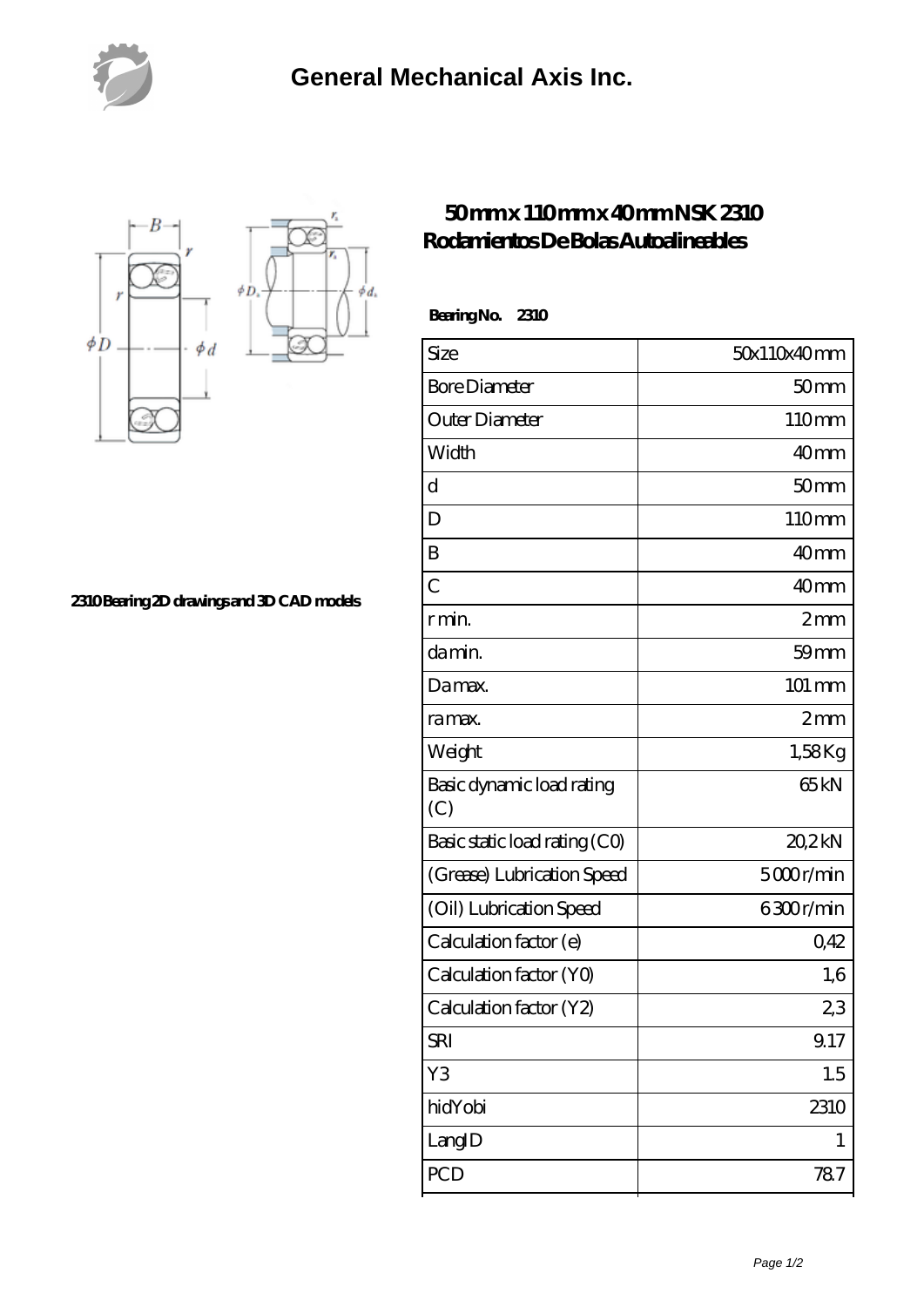# General Mechanical Axis Inc.

2310 Bearing 2D drawings and 3D CAD models

## 50 mm x 110 mm x 40 mm NSK 2310 Rodamientos De Bolas Autoalineables

**Bearing No. 2310**

| Size | 50x110x40 mm |
|---|---|
| Bore Diameter | 50 mm |
| Outer Diameter | 110 mm |
| Width | 40 mm |
| d | 50 mm |
| D | 110 mm |
| B | 40 mm |
| C | 40 mm |
| r min. | 2 mm |
| da min. | 59 mm |
| Da max. | 101 mm |
| ra max. | 2 mm |
| Weight | 1,58 Kg |
| Basic dynamic load rating (C) | 65 kN |
| Basic static load rating (C0) | 20,2 kN |
| (Grease) Lubrication Speed | 5 000 r/min |
| (Oil) Lubrication Speed | 6 300 r/min |
| Calculation factor (e) | 0,42 |
| Calculation factor (Y0) | 1,6 |
| Calculation factor (Y2) | 2,3 |
| SRI | 9.17 |
| Y3 | 1.5 |
| hidYobi | 2310 |
| LangID | 1 |
| PCD | 78.7 |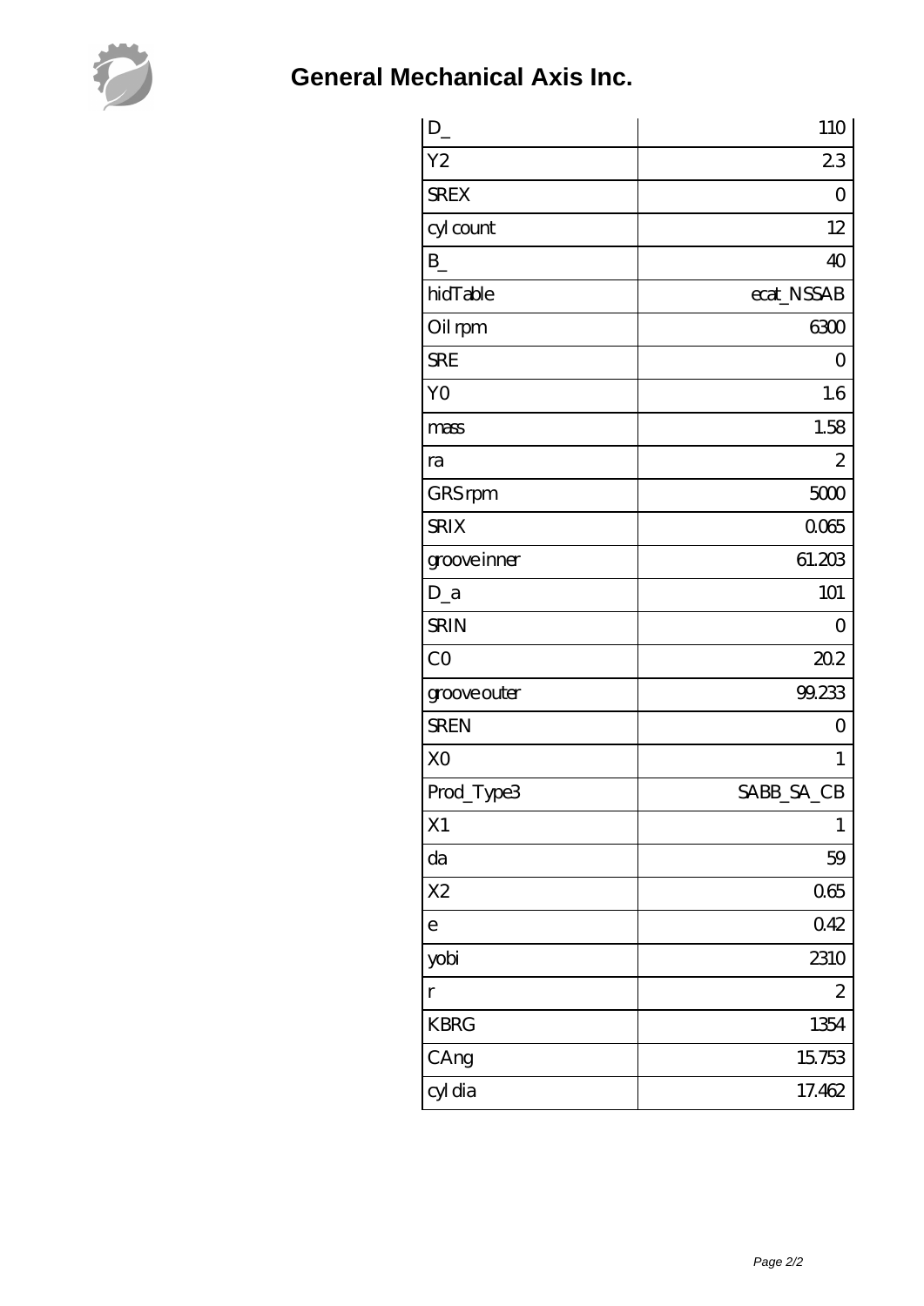| | |
|---|---|
| D_ | 110 |
| Y2 | 2.3 |
| SREX | 0 |
| cyl count | 12 |
| B_ | 40 |
| hidTable | ecat_NSSAB |
| Oil rpm | 6300 |
| SRE | 0 |
| Y0 | 1.6 |
| mass | 1.58 |
| ra | 2 |
| GRS rpm | 5000 |
| SRIX | 0.065 |
| groove inner | 61.203 |
| D_a | 101 |
| SRIN | 0 |
| C0 | 20.2 |
| groove outer | 99.233 |
| SREN | 0 |
| X0 | 1 |
| Prod_Type3 | SABB_SA_CB |
| X1 | 1 |
| da | 59 |
| X2 | 0.65 |
| e | 0.42 |
| yobi | 2310 |
| r | 2 |
| KBRG | 1354 |
| CAng | 15.753 |
| cyl dia | 17.462 |